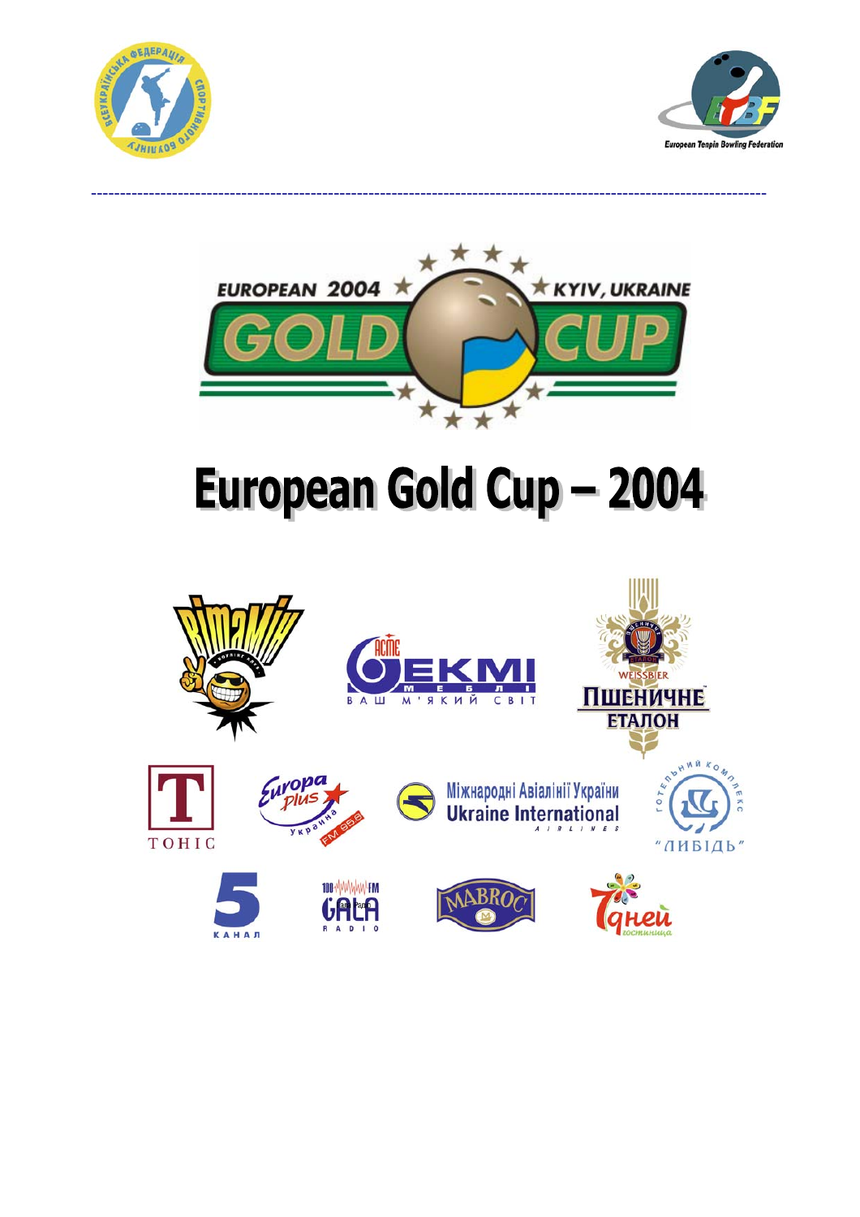# European Gold Cup – 2004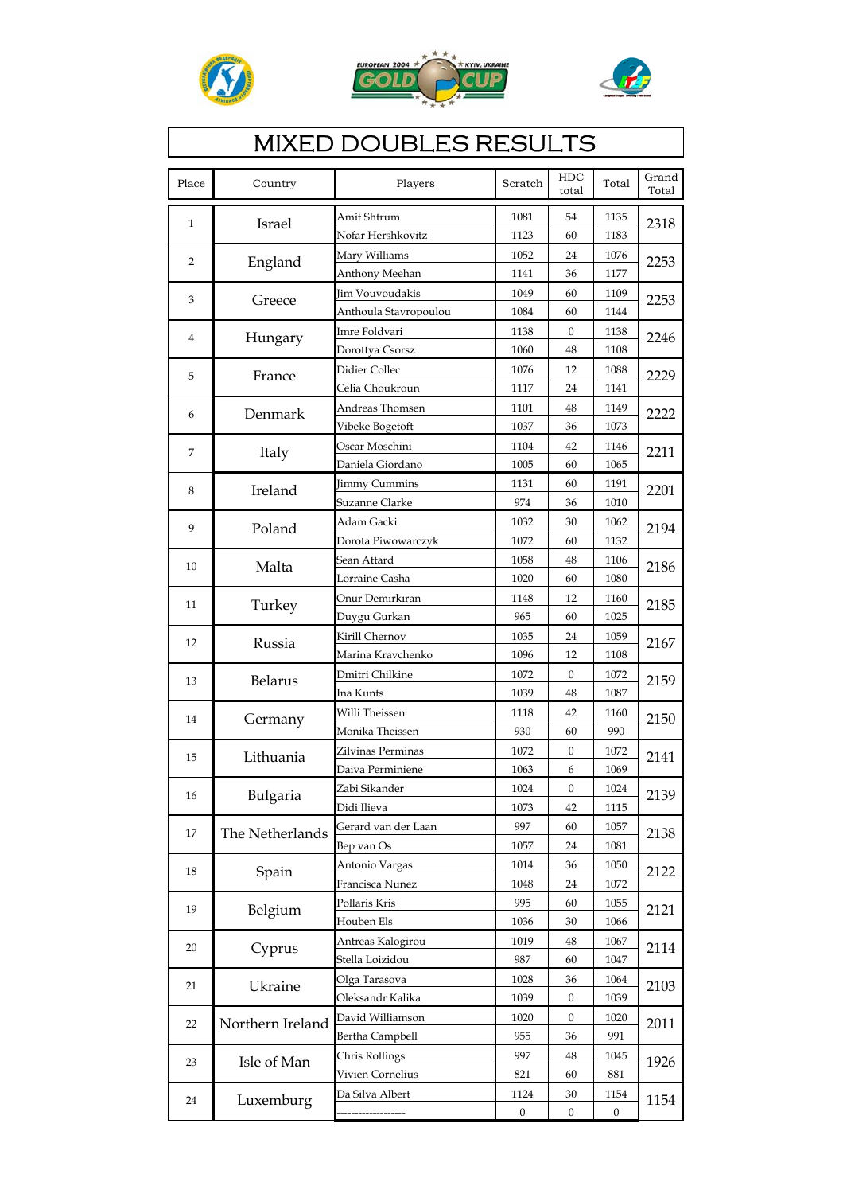# MIXED DOUBLES RESULTS

| Place | Country | Players | Scratch | HDC total | Total | Grand Total |
|---|---|---|---|---|---|---|
| 1 | Israel | Amit Shtrum | 1081 | 54 | 1135 | 2318 |
| | | Nofar Hershkovitz | 1123 | 60 | 1183 | |
| 2 | England | Mary Williams | 1052 | 24 | 1076 | 2253 |
| | | Anthony Meehan | 1141 | 36 | 1177 | |
| 3 | Greece | Jim Vouvoudakis | 1049 | 60 | 1109 | 2253 |
| | | Anthoula Stavropoulou | 1084 | 60 | 1144 | |
| 4 | Hungary | Imre Foldvari | 1138 | 0 | 1138 | 2246 |
| | | Dorottya Csorsz | 1060 | 48 | 1108 | |
| 5 | France | Didier Collec | 1076 | 12 | 1088 | 2229 |
| | | Celia Choukroun | 1117 | 24 | 1141 | |
| 6 | Denmark | Andreas Thomsen | 1101 | 48 | 1149 | 2222 |
| | | Vibeke Bogetoft | 1037 | 36 | 1073 | |
| 7 | Italy | Oscar Moschini | 1104 | 42 | 1146 | 2211 |
| | | Daniela Giordano | 1005 | 60 | 1065 | |
| 8 | Ireland | Jimmy Cummins | 1131 | 60 | 1191 | 2201 |
| | | Suzanne Clarke | 974 | 36 | 1010 | |
| 9 | Poland | Adam Gacki | 1032 | 30 | 1062 | 2194 |
| | | Dorota Piwowarczyk | 1072 | 60 | 1132 | |
| 10 | Malta | Sean Attard | 1058 | 48 | 1106 | 2186 |
| | | Lorraine Casha | 1020 | 60 | 1080 | |
| 11 | Turkey | Onur Demirkıran | 1148 | 12 | 1160 | 2185 |
| | | Duygu Gurkan | 965 | 60 | 1025 | |
| 12 | Russia | Kirill Chernov | 1035 | 24 | 1059 | 2167 |
| | | Marina Kravchenko | 1096 | 12 | 1108 | |
| 13 | Belarus | Dmitri Chilkine | 1072 | 0 | 1072 | 2159 |
| | | Ina Kunts | 1039 | 48 | 1087 | |
| 14 | Germany | Willi Theissen | 1118 | 42 | 1160 | 2150 |
| | | Monika Theissen | 930 | 60 | 990 | |
| 15 | Lithuania | Zilvinas Perminas | 1072 | 0 | 1072 | 2141 |
| | | Daiva Perminiene | 1063 | 6 | 1069 | |
| 16 | Bulgaria | Zabi Sikander | 1024 | 0 | 1024 | 2139 |
| | | Didi Ilieva | 1073 | 42 | 1115 | |
| 17 | The Netherlands | Gerard van der Laan | 997 | 60 | 1057 | 2138 |
| | | Bep van Os | 1057 | 24 | 1081 | |
| 18 | Spain | Antonio Vargas | 1014 | 36 | 1050 | 2122 |
| | | Francisca Nunez | 1048 | 24 | 1072 | |
| 19 | Belgium | Pollaris Kris | 995 | 60 | 1055 | 2121 |
| | | Houben Els | 1036 | 30 | 1066 | |
| 20 | Cyprus | Antreas Kalogirou | 1019 | 48 | 1067 | 2114 |
| | | Stella Loizidou | 987 | 60 | 1047 | |
| 21 | Ukraine | Olga Tarasova | 1028 | 36 | 1064 | 2103 |
| | | Oleksandr Kalika | 1039 | 0 | 1039 | |
| 22 | Northern Ireland | David Williamson | 1020 | 0 | 1020 | 2011 |
| | | Bertha Campbell | 955 | 36 | 991 | |
| 23 | Isle of Man | Chris Rollings | 997 | 48 | 1045 | 1926 |
| | | Vivien Cornelius | 821 | 60 | 881 | |
| 24 | Luxemburg | Da Silva Albert | 1124 | 30 | 1154 | 1154 |
| | | ------------------ | 0 | 0 | 0 | |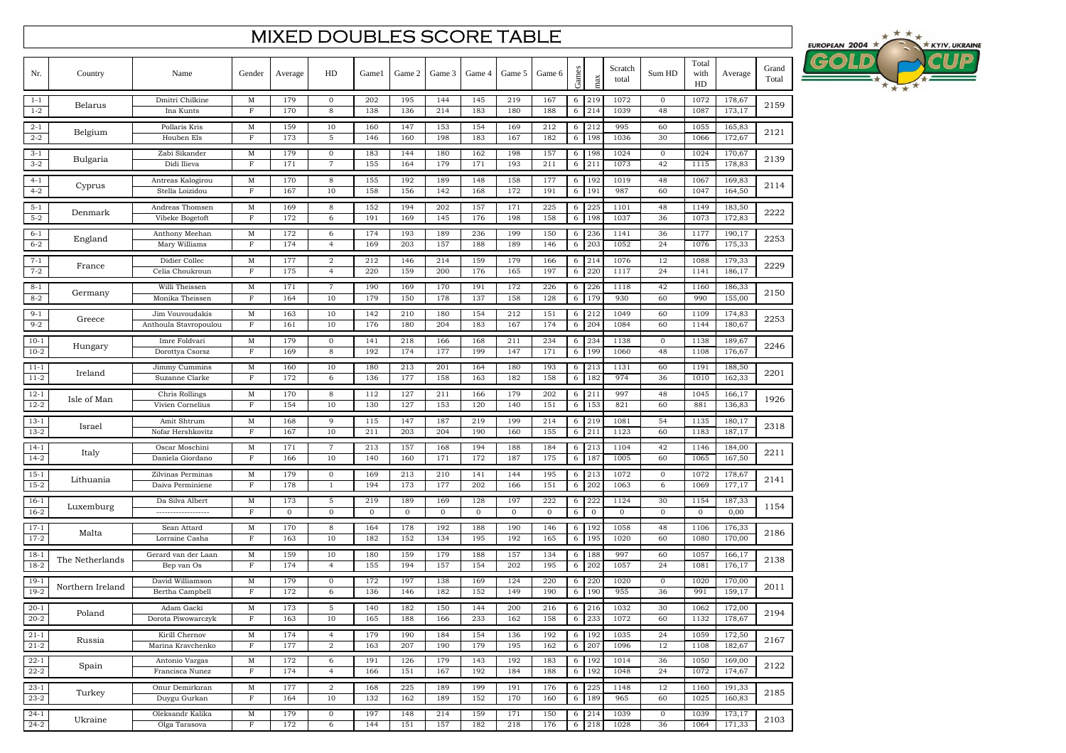# MIXED DOUBLES SCORE TABLE

| Nr. | Country | Name | Gender | Average | HD | Game1 | Game 2 | Game 3 | Game 4 | Game 5 | Game 6 | Games | max | Scratch total | Sum HD | Total with HD | Average | Grand Total |
|---|---|---|---|---|---|---|---|---|---|---|---|---|---|---|---|---|---|---|
| 1-1 | Belarus | Dmitri Chilkine | M | 179 | 0 | 202 | 195 | 144 | 145 | 219 | 167 | 6 | 219 | 1072 | 0 | 1072 | 178,67 | 2159 |
| 1-2 | | Ina Kunts | F | 170 | 8 | 138 | 136 | 214 | 183 | 180 | 188 | 6 | 214 | 1039 | 48 | 1087 | 173,17 | |
| 2-1 | Belgium | Pollaris Kris | M | 159 | 10 | 160 | 147 | 153 | 154 | 169 | 212 | 6 | 212 | 995 | 60 | 1055 | 165,83 | 2121 |
| 2-2 | | Houben Els | F | 173 | 5 | 146 | 160 | 198 | 183 | 167 | 182 | 6 | 198 | 1036 | 30 | 1066 | 172,67 | |
| 3-1 | Bulgaria | Zabi Sikander | M | 179 | 0 | 183 | 144 | 180 | 162 | 198 | 157 | 6 | 198 | 1024 | 0 | 1024 | 170,67 | 2139 |
| 3-2 | | Didi Ilieva | F | 171 | 7 | 155 | 164 | 179 | 171 | 193 | 211 | 6 | 211 | 1073 | 42 | 1115 | 178,83 | |
| 4-1 | Cyprus | Antreas Kalogirou | M | 170 | 8 | 155 | 192 | 189 | 148 | 158 | 177 | 6 | 192 | 1019 | 48 | 1067 | 169,83 | 2114 |
| 4-2 | | Stella Loizidou | F | 167 | 10 | 158 | 156 | 142 | 168 | 172 | 191 | 6 | 191 | 987 | 60 | 1047 | 164,50 | |
| 5-1 | Denmark | Andreas Thomsen | M | 169 | 8 | 152 | 194 | 202 | 157 | 171 | 225 | 6 | 225 | 1101 | 48 | 1149 | 183,50 | 2222 |
| 5-2 | | Vibeke Bogetoft | F | 172 | 6 | 191 | 169 | 145 | 176 | 198 | 158 | 6 | 198 | 1037 | 36 | 1073 | 172,83 | |
| 6-1 | England | Anthony Meehan | M | 172 | 6 | 174 | 193 | 189 | 236 | 199 | 150 | 6 | 236 | 1141 | 36 | 1177 | 190,17 | 2253 |
| 6-2 | | Mary Williams | F | 174 | 4 | 169 | 203 | 157 | 188 | 189 | 146 | 6 | 203 | 1052 | 24 | 1076 | 175,33 | |
| 7-1 | France | Didier Collec | M | 177 | 2 | 212 | 146 | 214 | 159 | 179 | 166 | 6 | 214 | 1076 | 12 | 1088 | 179,33 | 2229 |
| 7-2 | | Celia Choukroun | F | 175 | 4 | 220 | 159 | 200 | 176 | 165 | 197 | 6 | 220 | 1117 | 24 | 1141 | 186,17 | |
| 8-1 | Germany | Willi Theissen | M | 171 | 7 | 190 | 169 | 170 | 191 | 172 | 226 | 6 | 226 | 1118 | 42 | 1160 | 186,33 | 2150 |
| 8-2 | | Monika Theissen | F | 164 | 10 | 179 | 150 | 178 | 137 | 158 | 128 | 6 | 179 | 930 | 60 | 990 | 155,00 | |
| 9-1 | Greece | Jim Vouvoudakis | M | 163 | 10 | 142 | 210 | 180 | 154 | 212 | 151 | 6 | 212 | 1049 | 60 | 1109 | 174,83 | 2253 |
| 9-2 | | Anthoula Stavropoulou | F | 161 | 10 | 176 | 180 | 204 | 183 | 167 | 174 | 6 | 204 | 1084 | 60 | 1144 | 180,67 | |
| 10-1 | Hungary | Imre Foldvari | M | 179 | 0 | 141 | 218 | 166 | 168 | 211 | 234 | 6 | 234 | 1138 | 0 | 1138 | 189,67 | 2246 |
| 10-2 | | Dorottya Csorsz | F | 169 | 8 | 192 | 174 | 177 | 199 | 147 | 171 | 6 | 199 | 1060 | 48 | 1108 | 176,67 | |
| 11-1 | Ireland | Jimmy Cummins | M | 160 | 10 | 180 | 213 | 201 | 164 | 180 | 193 | 6 | 213 | 1131 | 60 | 1191 | 188,50 | 2201 |
| 11-2 | | Suzanne Clarke | F | 172 | 6 | 136 | 177 | 158 | 163 | 182 | 158 | 6 | 182 | 974 | 36 | 1010 | 162,33 | |
| 12-1 | Isle of Man | Chris Rollings | M | 170 | 8 | 112 | 127 | 211 | 166 | 179 | 202 | 6 | 211 | 997 | 48 | 1045 | 166,17 | 1926 |
| 12-2 | | Vivien Cornelius | F | 154 | 10 | 130 | 127 | 153 | 120 | 140 | 151 | 6 | 153 | 821 | 60 | 881 | 136,83 | |
| 13-1 | Israel | Amit Shtrum | M | 168 | 9 | 115 | 147 | 187 | 219 | 199 | 214 | 6 | 219 | 1081 | 54 | 1135 | 180,17 | 2318 |
| 13-2 | | Nofar Hershkovitz | F | 167 | 10 | 211 | 203 | 204 | 190 | 160 | 155 | 6 | 211 | 1123 | 60 | 1183 | 187,17 | |
| 14-1 | Italy | Oscar Moschini | M | 171 | 7 | 213 | 157 | 168 | 194 | 188 | 184 | 6 | 213 | 1104 | 42 | 1146 | 184,00 | 2211 |
| 14-2 | | Daniela Giordano | F | 166 | 10 | 140 | 160 | 171 | 172 | 187 | 175 | 6 | 187 | 1005 | 60 | 1065 | 167,50 | |
| 15-1 | Lithuania | Zilvinas Perminas | M | 179 | 0 | 169 | 213 | 210 | 141 | 144 | 195 | 6 | 213 | 1072 | 0 | 1072 | 178,67 | 2141 |
| 15-2 | | Daiva Perminiene | F | 178 | 1 | 194 | 173 | 177 | 202 | 166 | 151 | 6 | 202 | 1063 | 6 | 1069 | 177,17 | |
| 16-1 | Luxemburg | Da Silva Albert | M | 173 | 5 | 219 | 189 | 169 | 128 | 197 | 222 | 6 | 222 | 1124 | 30 | 1154 | 187,33 | 1154 |
| 16-2 | | ------------------- | F | 0 | 0 | 0 | 0 | 0 | 0 | 0 | 0 | 6 | 0 | 0 | 0 | 0 | 0,00 | |
| 17-1 | Malta | Sean Attard | M | 170 | 8 | 164 | 178 | 192 | 188 | 190 | 146 | 6 | 192 | 1058 | 48 | 1106 | 176,33 | 2186 |
| 17-2 | | Lorraine Casha | F | 163 | 10 | 182 | 152 | 134 | 195 | 192 | 165 | 6 | 195 | 1020 | 60 | 1080 | 170,00 | |
| 18-1 | The Netherlands | Gerard van der Laan | M | 159 | 10 | 180 | 159 | 179 | 188 | 157 | 134 | 6 | 188 | 997 | 60 | 1057 | 166,17 | 2138 |
| 18-2 | | Bep van Os | F | 174 | 4 | 155 | 194 | 157 | 154 | 202 | 195 | 6 | 202 | 1057 | 24 | 1081 | 176,17 | |
| 19-1 | Northern Ireland | David Williamson | M | 179 | 0 | 172 | 197 | 138 | 169 | 124 | 220 | 6 | 220 | 1020 | 0 | 1020 | 170,00 | 2011 |
| 19-2 | | Bertha Campbell | F | 172 | 6 | 136 | 146 | 182 | 152 | 149 | 190 | 6 | 190 | 955 | 36 | 991 | 159,17 | |
| 20-1 | Poland | Adam Gacki | M | 173 | 5 | 140 | 182 | 150 | 144 | 200 | 216 | 6 | 216 | 1032 | 30 | 1062 | 172,00 | 2194 |
| 20-2 | | Dorota Piwowarczyk | F | 163 | 10 | 165 | 188 | 166 | 233 | 162 | 158 | 6 | 233 | 1072 | 60 | 1132 | 178,67 | |
| 21-1 | Russia | Kirill Chernov | M | 174 | 4 | 179 | 190 | 184 | 154 | 136 | 192 | 6 | 192 | 1035 | 24 | 1059 | 172,50 | 2167 |
| 21-2 | | Marina Kravchenko | F | 177 | 2 | 163 | 207 | 190 | 179 | 195 | 162 | 6 | 207 | 1096 | 12 | 1108 | 182,67 | |
| 22-1 | Spain | Antonio Vargas | M | 172 | 6 | 191 | 126 | 179 | 143 | 192 | 183 | 6 | 192 | 1014 | 36 | 1050 | 169,00 | 2122 |
| 22-2 | | Francisca Nunez | F | 174 | 4 | 166 | 151 | 167 | 192 | 184 | 188 | 6 | 192 | 1048 | 24 | 1072 | 174,67 | |
| 23-1 | Turkey | Onur Demirkiran | M | 177 | 2 | 168 | 225 | 189 | 199 | 191 | 176 | 6 | 225 | 1148 | 12 | 1160 | 191,33 | 2185 |
| 23-2 | | Duygu Gurkan | F | 164 | 10 | 132 | 162 | 189 | 152 | 170 | 160 | 6 | 189 | 965 | 60 | 1025 | 160,83 | |
| 24-1 | Ukraine | Oleksandr Kalika | M | 179 | 0 | 197 | 148 | 214 | 159 | 171 | 150 | 6 | 214 | 1039 | 0 | 1039 | 173,17 | 2103 |
| 24-2 | | Olga Tarasova | F | 172 | 6 | 144 | 151 | 157 | 182 | 218 | 176 | 6 | 218 | 1028 | 36 | 1064 | 171,33 | |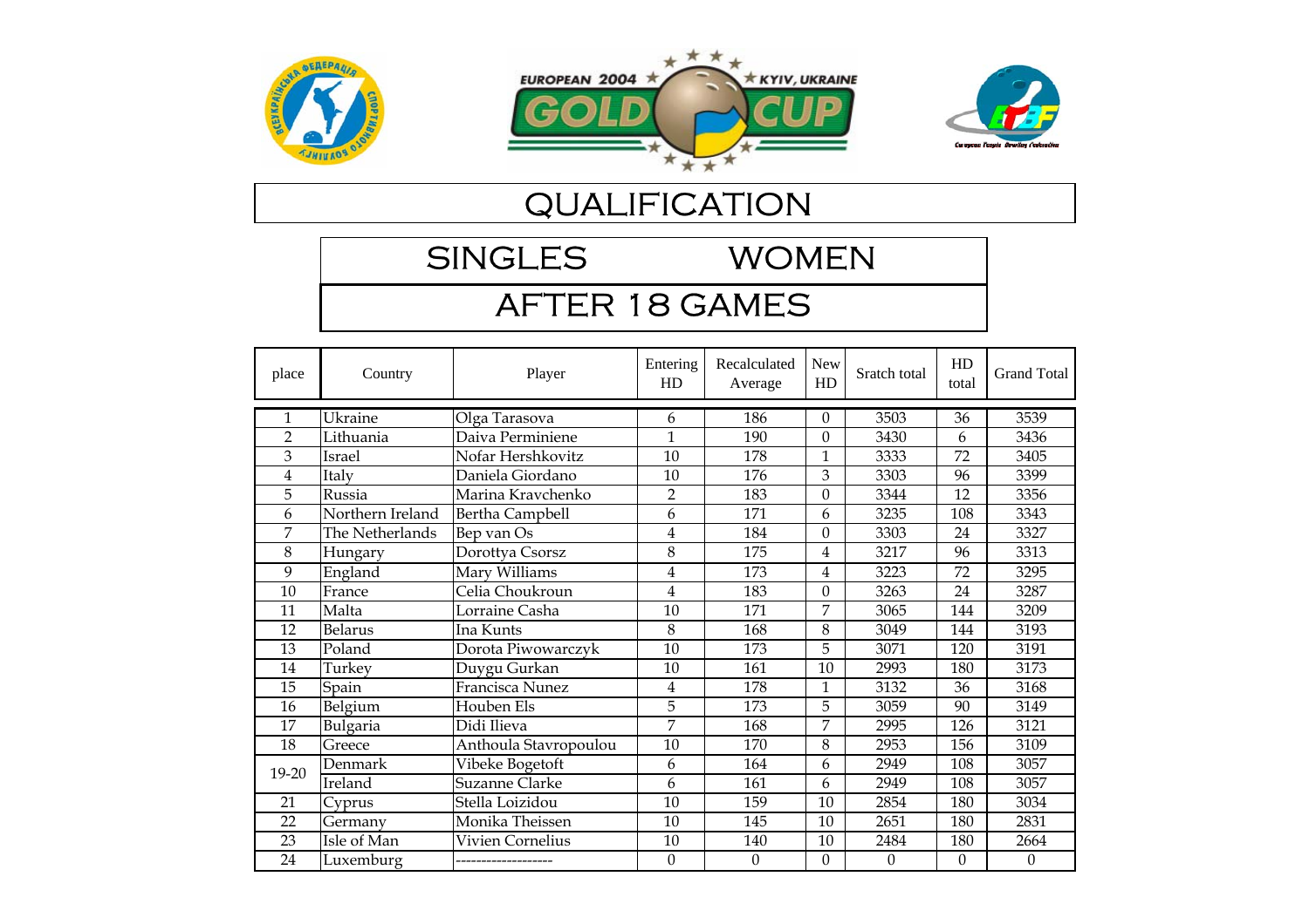EUROPEAN 2004 GOLD CUP KYIV, UKRAINE

# QUALIFICATION

## SINGLES WOMEN

## AFTER 18 GAMES

| place | Country | Player | Entering HD | Recalculated Average | New HD | Sratch total | HD total | Grand Total |
|---|---|---|---|---|---|---|---|---|
| 1 | Ukraine | Olga Tarasova | 6 | 186 | 0 | 3503 | 36 | 3539 |
| 2 | Lithuania | Daiva Perminiene | 1 | 190 | 0 | 3430 | 6 | 3436 |
| 3 | Israel | Nofar Hershkovitz | 10 | 178 | 1 | 3333 | 72 | 3405 |
| 4 | Italy | Daniela Giordano | 10 | 176 | 3 | 3303 | 96 | 3399 |
| 5 | Russia | Marina Kravchenko | 2 | 183 | 0 | 3344 | 12 | 3356 |
| 6 | Northern Ireland | Bertha Campbell | 6 | 171 | 6 | 3235 | 108 | 3343 |
| 7 | The Netherlands | Bep van Os | 4 | 184 | 0 | 3303 | 24 | 3327 |
| 8 | Hungary | Dorottya Csorsz | 8 | 175 | 4 | 3217 | 96 | 3313 |
| 9 | England | Mary Williams | 4 | 173 | 4 | 3223 | 72 | 3295 |
| 10 | France | Celia Choukroun | 4 | 183 | 0 | 3263 | 24 | 3287 |
| 11 | Malta | Lorraine Casha | 10 | 171 | 7 | 3065 | 144 | 3209 |
| 12 | Belarus | Ina Kunts | 8 | 168 | 8 | 3049 | 144 | 3193 |
| 13 | Poland | Dorota Piwowarczyk | 10 | 173 | 5 | 3071 | 120 | 3191 |
| 14 | Turkey | Duygu Gurkan | 10 | 161 | 10 | 2993 | 180 | 3173 |
| 15 | Spain | Francisca Nunez | 4 | 178 | 1 | 3132 | 36 | 3168 |
| 16 | Belgium | Houben Els | 5 | 173 | 5 | 3059 | 90 | 3149 |
| 17 | Bulgaria | Didi Ilieva | 7 | 168 | 7 | 2995 | 126 | 3121 |
| 18 | Greece | Anthoula Stavropoulou | 10 | 170 | 8 | 2953 | 156 | 3109 |
| 19-20 | Denmark | Vibeke Bogetoft | 6 | 164 | 6 | 2949 | 108 | 3057 |
| | Ireland | Suzanne Clarke | 6 | 161 | 6 | 2949 | 108 | 3057 |
| 21 | Cyprus | Stella Loizidou | 10 | 159 | 10 | 2854 | 180 | 3034 |
| 22 | Germany | Monika Theissen | 10 | 145 | 10 | 2651 | 180 | 2831 |
| 23 | Isle of Man | Vivien Cornelius | 10 | 140 | 10 | 2484 | 180 | 2664 |
| 24 | Luxemburg | ------------------- | 0 | 0 | 0 | 0 | 0 | 0 |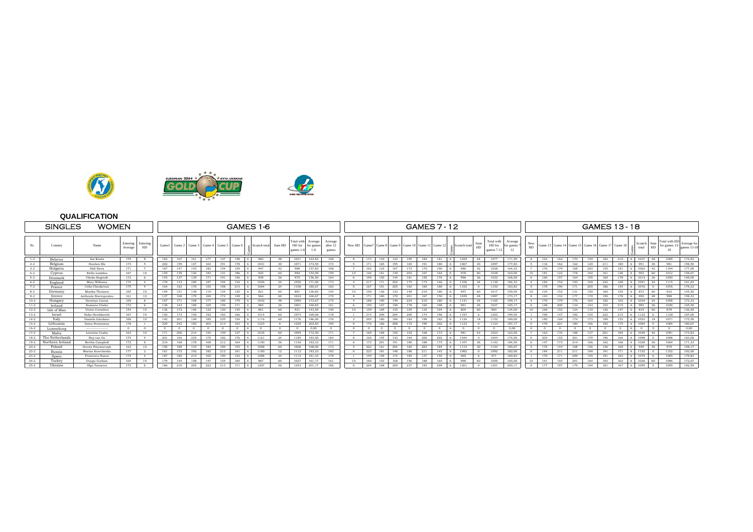## QUALIFICATION

### SINGLES WOMEN

| Nr. | Country | Name | Entering Average | Entering HD | Game1 | Game 2 | Game 3 | Game 4 | Game 5 | Game 6 | Games | Scratch total | Sum HD | Total with HD for games 1-6 | Average for games 1-6 | Average after 12 games | New HD | Game7 | Game 8 | Game 9 | Game 10 | Game 11 | Game 12 | Games | Scratch total | Sum HD | Total with HD for games 7-12 | Average for games 7-12 | New HD | Game 13 | Game 14 | Game 15 | Game 16 | Game 17 | Game 18 | Games | Scratch total | Sum HD | Total with HD for games 13-18 | Average for games 13-18 |
|---|---|---|---|---|---|---|---|---|---|---|---|---|---|---|---|---|---|---|---|---|---|---|---|---|---|---|---|---|---|---|---|---|---|---|---|---|---|---|---|---|
| 1-2 | Belarus | Ina Kunts | 170 | 8 | 183 | 167 | 161 | 177 | 147 | 148 | 6 | 983 | 48 | 1031 | 163,83 | 168 | 8 | 173 | 154 | 142 | 195 | 184 | 181 | 6 | 1029 | 48 | 1077 | 171,50 | 8 | 163 | 162 | 170 | 150 | 182 | 210 | 6 | 1037 | 48 | 1085 | 172,83 |
| 2-2 | Belgium | Houben Els | 173 | 5 | 202 | 159 | 147 | 164 | 191 | 178 | 6 | 1041 | 30 | 1071 | 173,50 | 173 | 5 | 171 | 165 | 195 | 165 | 191 | 180 | 6 | 1067 | 30 | 1097 | 177,83 | 5 | 116 | 162 | 162 | 120 | 211 | 180 | 6 | 951 | 30 | 981 | 158,50 |
| 3-2 | Bulgaria | Didi Ilieva | 171 | 7 | 167 | 147 | 143 | 182 | 154 | 154 | 6 | 947 | 42 | 989 | 157,83 | 168 | 7 | 163 | 123 | 167 | 173 | 170 | 190 | 6 | 986 | 42 | 1028 | 164,33 | 7 | 176 | 179 | 168 | 203 | 155 | 181 | 6 | 1062 | 42 | 1104 | 177,00 |
| 4-2 | Cyprus | Stella Loizidou | 167 | 10 | 149 | 139 | 126 | 183 | 141 | 186 | 6 | 924 | 60 | 984 | 154,00 | 159 | 10 | 144 | 161 | 139 | 203 | 167 | 164 | 6 | 978 | 60 | 1038 | 163,00 | 10 | 181 | 122 | 178 | 164 | 161 | 146 | 6 | 952 | 60 | 1012 | 158,67 |
| 5-2 | Denmark | Vibeke Bogetoft | 172 | 6 | 145 | 137 | 139 | 171 | 191 | 156 | 6 | 939 | 36 | 975 | 156,50 | 164 | 6 | 195 | 150 | 144 | 181 | 150 | 176 | 6 | 996 | 36 | 1032 | 166,00 | 6 | 160 | 157 | 164 | 195 | 160 | 178 | 6 | 1014 | 36 | 1050 | 169,00 |
| 6-2 | England | Mary Williams | 174 | 4 | 178 | 133 | 180 | 187 | 194 | 154 | 6 | 1026 | 24 | 1050 | 171,00 | 173 | 4 | 217 | 171 | 202 | 175 | 175 | 166 | 6 | 1106 | 24 | 1130 | 184,33 | 4 | 184 | 154 | 193 | 169 | 222 | 169 | 6 | 1091 | 24 | 1115 | 181,83 |
| 7-2 | France | Celia Choukroun | 175 | 4 | 164 | 183 | 170 | 155 | 198 | 214 | 6 | 1084 | 24 | 1108 | 180,67 | 183 | 0 | 167 | 191 | 205 | 183 | 169 | 188 | 6 | 1103 | 0 | 1103 | 183,83 | 0 | 170 | 190 | 171 | 205 | 186 | 154 | 6 | 1076 | 0 | 1076 | 179,33 |
| 8-2 | Germany | Monika Theissen | 164 | 10 | 149 | 151 | 138 | 119 | 134 | 130 | 6 | 821 | 60 | 881 | 136,83 | 145 | 10 | 150 | 136 | 133 | 148 | 210 | 180 | 6 | 957 | 60 | 1017 | 159,50 | 10 | 124 | 153 | 131 | 150 | 160 | 155 | 6 | 873 | 60 | 933 | 145,50 |
| 9-2 | Greece | Anthoula Stavropoulou | 161 | 10 | 127 | 168 | 179 | 169 | 172 | 149 | 6 | 964 | 60 | 1024 | 160,67 | 170 | 8 | 171 | 180 | 170 | 201 | 167 | 150 | 6 | 1039 | 48 | 1087 | 173,17 | 8 | 143 | 132 | 177 | 170 | 150 | 178 | 6 | 950 | 48 | 998 | 158,33 |
| 10-2 | Hungary | Dorottya Csorsz | 169 | 8 | 167 | 171 | 168 | 177 | 180 | 179 | 6 | 1042 | 48 | 1090 | 173,67 | 175 | 4 | 188 | 190 | 149 | 224 | 210 | 180 | 6 | 1141 | 24 | 1165 | 190,17 | 4 | 170 | 179 | 176 | 164 | 182 | 163 | 6 | 1034 | 24 | 1058 | 172,33 |
| 11-2 | Ireland | Suzanne Clarke | 172 | 6 | 138 | 143 | 189 | 165 | 159 | 171 | 6 | 965 | 36 | 1001 | 160,83 | 161 | 6 | 150 | 147 | 158 | 178 | 160 | 198 | 6 | 991 | 36 | 1027 | 165,17 | 6 | 148 | 200 | 134 | 143 | 153 | 215 | 6 | 993 | 36 | 1029 | 165,50 |
| 12-2 | Isle of Man | Vivien Cornelius | 154 | 10 | 136 | 172 | 146 | 132 | 130 | 145 | 6 | 861 | 60 | 921 | 143,50 | 140 | 10 | 159 | 169 | 135 | 105 | 132 | 104 | 6 | 804 | 60 | 864 | 134,00 | 10 | 160 | 152 | 124 | 110 | 126 | 147 | 6 | 819 | 60 | 879 | 136,50 |
| 13-2 | Israel | Nidar Hershkovitz | 167 | 10 | 150 | 173 | 140 | 192 | 193 | 166 | 6 | 1014 | 60 | 1074 | 169,00 | 178 | 1 | 214 | 209 | 204 | 200 | 174 | 196 | 6 | 1197 | 6 | 1203 | 199,50 | 1 | 190 | 147 | 192 | 155 | 223 | 215 | 6 | 1122 | 6 | 1128 | 187,00 |
| 14-2 | Italy | Daniela Giordano | 166 | 10 | 192 | 201 | 149 | 185 | 235 | 154 | 6 | 1116 | 60 | 1176 | 186,00 | 176 | 3 | 205 | 180 | 186 | 182 | 199 | 182 | 6 | 1134 | 18 | 1152 | 189,00 | 3 | 185 | 169 | 174 | 173 | 199 | 153 | 6 | 1053 | 18 | 1071 | 175,50 |
| 15-2 | Lithuania | Daiva Perminiene | 178 | 1 | 220 | 242 | 182 | 203 | 213 | 163 | 6 | 1223 | 6 | 1229 | 203,83 | 190 | 0 | 176 | 166 | 208 | 172 | 199 | 202 | 6 | 1123 | 0 | 1123 | 187,17 | 0 | 170 | 201 | 180 | 166 | 192 | 175 | 6 | 1084 | 0 | 1084 | 180,67 |
| 16-2 | Luxemburg | ------------------ | 0 | 0 | 0 | 0 | 0 | 0 | 0 | 0 | 6 | 0 | 0 | 0 | 0,00 | 0 | 0 | 0 | 0 | 0 | 0 | 0 | 0 | 6 | 0 | 0 | 0 | 0,00 | 0 | 0 | 0 | 0 | 0 | 0 | 0 | 6 | 0 | 0 | 0 | 0,00 |
| 17-2 | Malta | Lorraine Casha | 163 | 10 | 171 | 200 | 214 | 154 | 159 | 137 | 6 | 1035 | 60 | 1095 | 172,50 | 171 | 7 | 169 | 169 | 150 | 152 | 168 | 173 | 6 | 981 | 42 | 1023 | 163,50 | 7 | 163 | 176 | 188 | 137 | 201 | 184 | 6 | 1049 | 42 | 1091 | 174,83 |
| 18-2 | The Netherlands | Bep van Os | 174 | 4 | 201 | 192 | 235 | 175 | 182 | 176 | 6 | 1161 | 24 | 1185 | 193,50 | 184 | 0 | 160 | 155 | 143 | 184 | 200 | 202 | 6 | 1044 | 0 | 1044 | 174,00 | 0 | 203 | 155 | 201 | 179 | 196 | 164 | 6 | 1098 | 0 | 1098 | 183,00 |
| 19-2 | Northern Ireland | Bertha Campbell | 172 | 6 | 210 | 168 | 178 | 168 | 212 | 164 | 6 | 1100 | 36 | 1136 | 183,33 | 171 | 6 | 172 | 201 | 191 | 180 | 188 | 175 | 6 | 1107 | 36 | 1143 | 184,50 | 6 | 147 | 173 | 214 | 166 | 162 | 166 | 6 | 1028 | 36 | 1064 | 171,33 |
| 20-2 | Poland | Dorota Piwowarczyk | 163 | 10 | 156 | 189 | 134 | 184 | 190 | 155 | 6 | 1008 | 60 | 1068 | 168,00 | 173 | 5 | 202 | 161 | 204 | 160 | 203 | 184 | 6 | 1114 | 30 | 1144 | 185,67 | 5 | 176 | 144 | 168 | 156 | 136 | 169 | 6 | 949 | 30 | 979 | 158,17 |
| 22-2 | Russia | Marina Kravchenko | 177 | 2 | 161 | 172 | 192 | 182 | 212 | 181 | 6 | 1100 | 12 | 1112 | 183,33 | 183 | 0 | 223 | 181 | 148 | 186 | 211 | 143 | 6 | 1092 | 0 | 1092 | 182,00 | 0 | 184 | 211 | 211 | 184 | 191 | 171 | 6 | 1152 | 0 | 1152 | 192,00 |
| 23-2 | Spain | Francisca Nunez | 174 | 4 | 187 | 180 | 214 | 165 | 190 | 152 | 6 | 1088 | 24 | 1112 | 181,33 | 178 | 1 | 155 | 159 | 174 | 185 | 137 | 155 | 6 | 965 | 6 | 971 | 160,83 | 1 | 170 | 171 | 209 | 155 | 191 | 183 | 6 | 1079 | 6 | 1085 | 179,83 |
| 24-2 | Turkey | Duygu Gurkan | 164 | 10 | 179 | 145 | 158 | 147 | 154 | 184 | 6 | 967 | 60 | 1027 | 161,17 | 161 | 10 | 160 | 153 | 168 | 156 | 188 | 165 | 6 | 990 | 60 | 1050 | 165,00 | 10 | 161 | 153 | 201 | 164 | 193 | 162 | 6 | 1036 | 60 | 1096 | 172,67 |
| 25-2 | Ukraine | Olga Tarasova | 172 | 6 | 186 | 210 | 205 | 222 | 213 | 171 | 6 | 1207 | 36 | 1243 | 201,17 | 186 | 0 | 204 | 168 | 200 | 237 | 183 | 209 | 6 | 1201 | 0 | 1201 | 200,17 | 0 | 177 | 197 | 179 | 194 | 181 | 167 | 6 | 1095 | 0 | 1095 | 182,50 |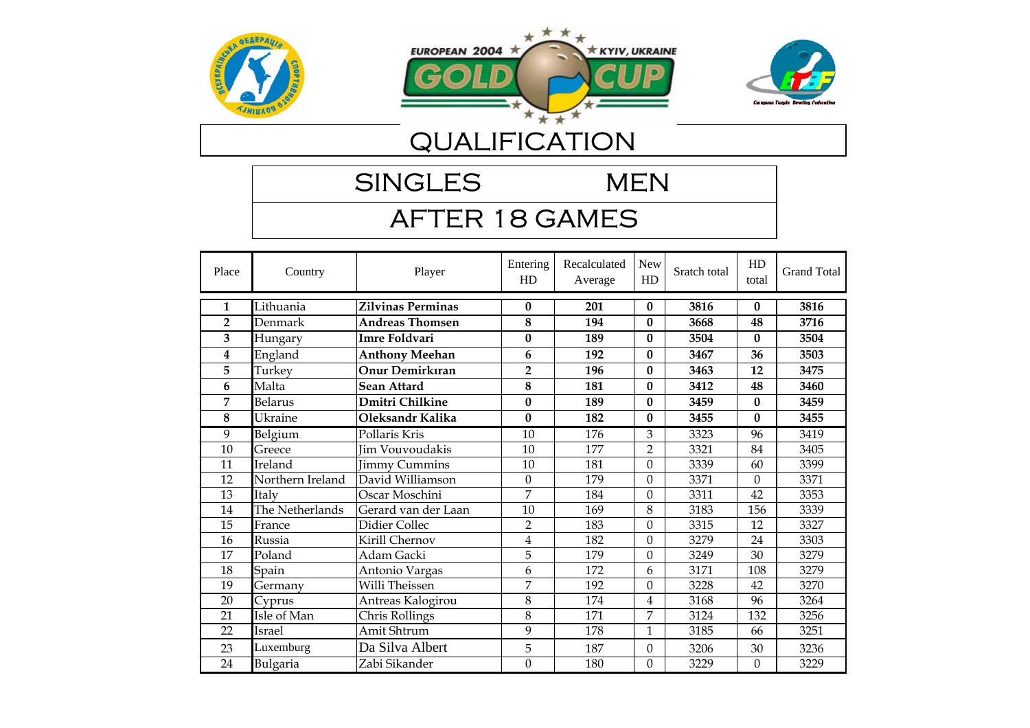EUROPEAN 2004 GOLD CUP KYIV, UKRAINE

# QUALIFICATION

## SINGLES MEN

## AFTER 18 GAMES

| Place | Country | Player | Entering HD | Recalculated Average | New HD | Sratch total | HD total | Grand Total |
|---|---|---|---|---|---|---|---|---|
| **1** | Lithuania | **Zilvinas Perminas** | **0** | **201** | **0** | **3816** | **0** | **3816** |
| **2** | Denmark | **Andreas Thomsen** | **8** | **194** | **0** | **3668** | **48** | **3716** |
| **3** | Hungary | **Imre Foldvari** | **0** | **189** | **0** | **3504** | **0** | **3504** |
| **4** | England | **Anthony Meehan** | **6** | **192** | **0** | **3467** | **36** | **3503** |
| **5** | Turkey | **Onur Demirkıran** | **2** | **196** | **0** | **3463** | **12** | **3475** |
| **6** | Malta | **Sean Attard** | **8** | **181** | **0** | **3412** | **48** | **3460** |
| **7** | Belarus | **Dmitri Chilkine** | **0** | **189** | **0** | **3459** | **0** | **3459** |
| **8** | Ukraine | **Oleksandr Kalika** | **0** | **182** | **0** | **3455** | **0** | **3455** |
| 9 | Belgium | Pollaris Kris | 10 | 176 | 3 | 3323 | 96 | 3419 |
| 10 | Greece | Jim Vouvoudakis | 10 | 177 | 2 | 3321 | 84 | 3405 |
| 11 | Ireland | Jimmy Cummins | 10 | 181 | 0 | 3339 | 60 | 3399 |
| 12 | Northern Ireland | David Williamson | 0 | 179 | 0 | 3371 | 0 | 3371 |
| 13 | Italy | Oscar Moschini | 7 | 184 | 0 | 3311 | 42 | 3353 |
| 14 | The Netherlands | Gerard van der Laan | 10 | 169 | 8 | 3183 | 156 | 3339 |
| 15 | France | Didier Collec | 2 | 183 | 0 | 3315 | 12 | 3327 |
| 16 | Russia | Kirill Chernov | 4 | 182 | 0 | 3279 | 24 | 3303 |
| 17 | Poland | Adam Gacki | 5 | 179 | 0 | 3249 | 30 | 3279 |
| 18 | Spain | Antonio Vargas | 6 | 172 | 6 | 3171 | 108 | 3279 |
| 19 | Germany | Willi Theissen | 7 | 192 | 0 | 3228 | 42 | 3270 |
| 20 | Cyprus | Antreas Kalogirou | 8 | 174 | 4 | 3168 | 96 | 3264 |
| 21 | Isle of Man | Chris Rollings | 8 | 171 | 7 | 3124 | 132 | 3256 |
| 22 | Israel | Amit Shtrum | 9 | 178 | 1 | 3185 | 66 | 3251 |
| 23 | Luxemburg | Da Silva Albert | 5 | 187 | 0 | 3206 | 30 | 3236 |
| 24 | Bulgaria | Zabi Sikander | 0 | 180 | 0 | 3229 | 0 | 3229 |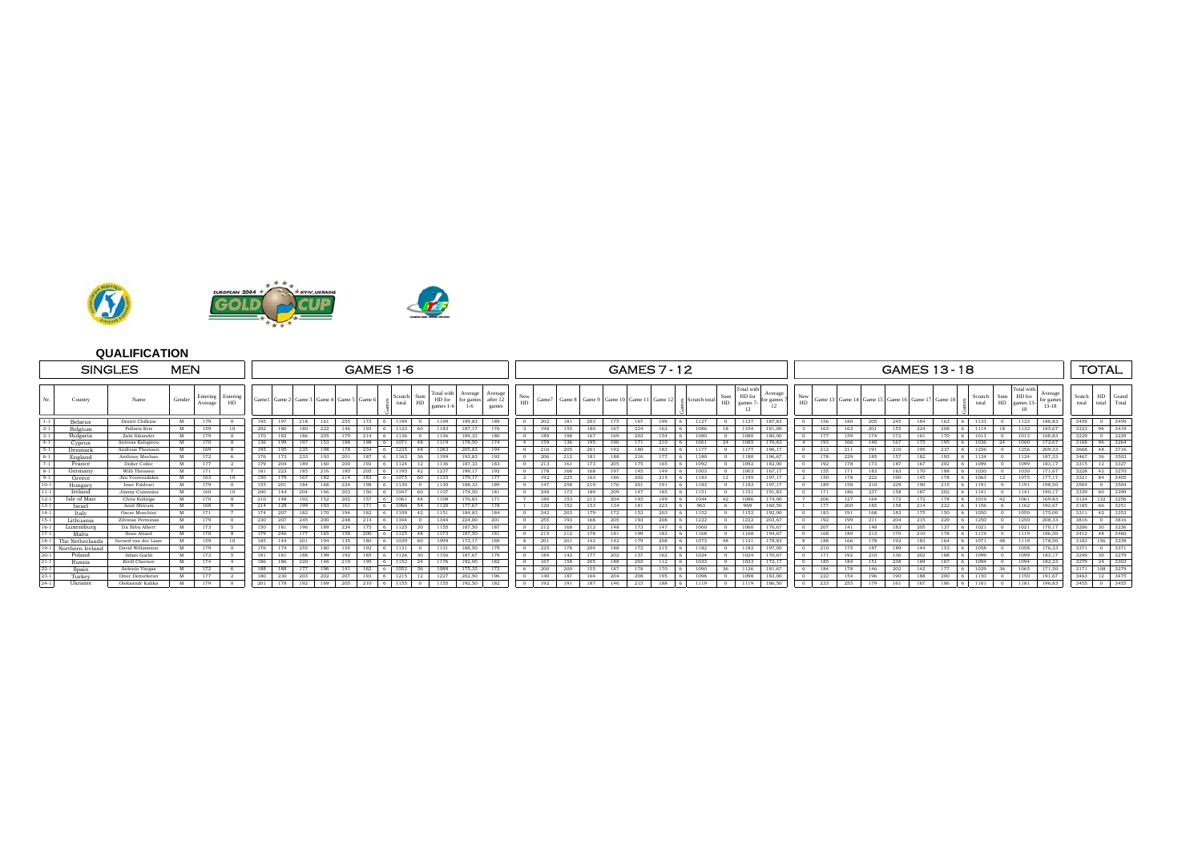## QUALIFICATION

### SINGLES MEN

| Nr. | Country | Name | Gender | Entering Average | Entering HD | Game1 | Game 2 | Game 3 | Game 4 | Game 5 | Game 6 | Games | Scratch total | Sum HD | Total with HD for games 1-6 | Average for games 1-6 | Average after 12 games | New HD | Game7 | Game 8 | Game 9 | Game 10 | Game 11 | Game 12 | Games | Scratch total | Sum HD | Total with HD for games 7-12 | Average for games 7-12 | New HD | Game 13 | Game 14 | Game 15 | Game 16 | Game 17 | Game 18 | Games | Scratch total | Sum HD | Total with HD for games 13-18 | Average for games 13-18 | Scratch total | HD total | Grand Total |
|---|---|---|---|---|---|---|---|---|---|---|---|---|---|---|---|---|---|---|---|---|---|---|---|---|---|---|---|---|---|---|---|---|---|---|---|---|---|---|---|---|---|---|---|---|
| 1-1 | Belarus | Dmitri Chilkine | M | 179 | 0 | 195 | 197 | 218 | 161 | 255 | 173 | 6 | 1199 | 0 | 1199 | 199,83 | 189 | 0 | 202 | 181 | 203 | 175 | 167 | 199 | 6 | 1127 | 0 | 1127 | 187,83 | 0 | 156 | 180 | 205 | 245 | 184 | 163 | 6 | 1133 | 0 | 1133 | 188,83 | 3459 | 0 | 3459 |
| 2-1 | Belgium | Pollaris Kris | M | 159 | 10 | 202 | 180 | 180 | 222 | 146 | 193 | 6 | 1123 | 60 | 1183 | 187,17 | 176 | 3 | 198 | 155 | 180 | 167 | 224 | 162 | 6 | 1086 | 18 | 1104 | 181,00 | 3 | 163 | 163 | 201 | 155 | 224 | 208 | 6 | 1114 | 18 | 1132 | 185,67 | 3323 | 96 | 3419 |
| 3-1 | Bulgaria | Zabi Sikander | M | 179 | 0 | 170 | 182 | 186 | 205 | 179 | 214 | 6 | 1136 | 0 | 1136 | 189,33 | 180 | 0 | 189 | 198 | 167 | 169 | 203 | 154 | 6 | 1080 | 0 | 1080 | 180,00 | 0 | 177 | 159 | 174 | 172 | 161 | 170 | 6 | 1013 | 0 | 1013 | 168,83 | 3229 | 0 | 3229 |
| 4-1 | Cyprus | Antreas Kalogirou | M | 170 | 8 | 136 | 199 | 197 | 153 | 188 | 198 | 6 | 1071 | 48 | 1119 | 178,50 | 174 | 4 | 159 | 136 | 195 | 190 | 171 | 210 | 6 | 1061 | 24 | 1085 | 176,83 | 4 | 193 | 166 | 140 | 167 | 175 | 195 | 6 | 1036 | 24 | 1060 | 172,67 | 3168 | 96 | 3264 |
| 5-1 | Denmark | Andreas Thomsen | M | 169 | 8 | 195 | 195 | 235 | 198 | 178 | 234 | 6 | 1235 | 48 | 1283 | 205,83 | 194 | 0 | 216 | 205 | 201 | 192 | 180 | 183 | 6 | 1177 | 0 | 1177 | 196,17 | 0 | 212 | 211 | 191 | 210 | 195 | 237 | 6 | 1256 | 0 | 1256 | 209,33 | 3668 | 48 | 3716 |
| 6-1 | England | Anthony Meehan | M | 172 | 6 | 176 | 173 | 233 | 193 | 201 | 187 | 6 | 1163 | 36 | 1199 | 193,83 | 192 | 0 | 206 | 212 | 181 | 188 | 216 | 177 | 6 | 1180 | 0 | 1180 | 196,67 | 0 | 178 | 229 | 185 | 157 | 182 | 193 | 6 | 1124 | 0 | 1124 | 187,33 | 3467 | 36 | 3503 |
| 7-1 | France | Didier Collec | M | 177 | 2 | 179 | 204 | 189 | 160 | 200 | 192 | 6 | 1124 | 12 | 1136 | 187,33 | 183 | 0 | 213 | 161 | 173 | 205 | 175 | 165 | 6 | 1092 | 0 | 1092 | 182,00 | 0 | 192 | 178 | 173 | 187 | 167 | 202 | 6 | 1099 | 0 | 1099 | 183,17 | 3315 | 12 | 3327 |
| 8-1 | Germany | Willi Theissen | M | 171 | 7 | 181 | 223 | 185 | 216 | 185 | 205 | 6 | 1195 | 42 | 1237 | 199,17 | 192 | 0 | 178 | 166 | 168 | 197 | 145 | 149 | 6 | 1003 | 0 | 1003 | 167,17 | 0 | 155 | 171 | 183 | 163 | 170 | 188 | 6 | 1030 | 0 | 1030 | 171,67 | 3228 | 42 | 3270 |
| 9-1 | Greece | Jim Vouvoudakis | M | 163 | 10 | 150 | 179 | 167 | 182 | 214 | 183 | 6 | 1075 | 60 | 1135 | 179,17 | 177 | 2 | 192 | 225 | 163 | 186 | 202 | 215 | 6 | 1183 | 12 | 1195 | 197,17 | 2 | 150 | 178 | 222 | 190 | 145 | 178 | 6 | 1063 | 12 | 1075 | 177,17 | 3321 | 84 | 3405 |
| 10-1 | Hungary | Imre Foldvari | M | 179 | 0 | 155 | 201 | 184 | 168 | 224 | 198 | 6 | 1130 | 0 | 1130 | 188,33 | 189 | 0 | 147 | 258 | 210 | 176 | 201 | 191 | 6 | 1183 | 0 | 1183 | 197,17 | 0 | 189 | 158 | 210 | 229 | 190 | 215 | 6 | 1191 | 0 | 1191 | 198,50 | 3504 | 0 | 3504 |
| 11-1 | Ireland | Jimmy Cummins | M | 160 | 10 | 200 | 144 | 204 | 146 | 203 | 150 | 6 | 1047 | 60 | 1107 | 174,50 | 181 | 0 | 248 | 173 | 189 | 209 | 147 | 185 | 6 | 1151 | 0 | 1151 | 191,83 | 0 | 171 | 186 | 237 | 158 | 187 | 202 | 6 | 1141 | 0 | 1141 | 190,17 | 3339 | 60 | 3399 |
| 12-1 | Isle of Man | Chris Rollings | M | 170 | 8 | 210 | 148 | 192 | 152 | 202 | 157 | 6 | 1061 | 48 | 1109 | 176,83 | 171 | 7 | 180 | 153 | 213 | 204 | 145 | 149 | 6 | 1044 | 42 | 1086 | 174,00 | 7 | 206 | 127 | 164 | 172 | 172 | 178 | 6 | 1019 | 42 | 1061 | 169,83 | 3124 | 132 | 3256 |
| 13-1 | Israel | Amit Shirum | M | 168 | 9 | 214 | 128 | 199 | 193 | 161 | 171 | 6 | 1066 | 54 | 1120 | 177,67 | 178 | 1 | 120 | 152 | 153 | 134 | 181 | 223 | 6 | 963 | 6 | 969 | 160,50 | 1 | 177 | 200 | 185 | 158 | 214 | 222 | 6 | 1156 | 6 | 1162 | 192,67 | 3185 | 66 | 3251 |
| 14-1 | Italy | Oscar Moschini | M | 171 | 7 | 174 | 207 | 182 | 170 | 194 | 182 | 6 | 1109 | 42 | 1151 | 184,83 | 184 | 0 | 242 | 203 | 179 | 172 | 153 | 203 | 6 | 1152 | 0 | 1152 | 192,00 | 0 | 183 | 191 | 168 | 183 | 175 | 150 | 6 | 1050 | 0 | 1050 | 175,00 | 3311 | 42 | 3353 |
| 15-1 | Lithuania | Zilvinas Preminas | M | 179 | 0 | 230 | 207 | 245 | 200 | 248 | 214 | 6 | 1344 | 0 | 1344 | 224,00 | 201 | 0 | 255 | 193 | 168 | 205 | 193 | 208 | 6 | 1222 | 0 | 1222 | 203,67 | 0 | 192 | 199 | 211 | 204 | 215 | 229 | 6 | 1250 | 0 | 1250 | 208,33 | 3816 | 0 | 3816 |
| 16-1 | Luxemburg | Da Silva Albert | M | 173 | 5 | 150 | 181 | 196 | 189 | 234 | 175 | 6 | 1125 | 30 | 1155 | 187,50 | 187 | 0 | 212 | 168 | 212 | 148 | 173 | 147 | 6 | 1060 | 0 | 1060 | 176,67 | 0 | 207 | 141 | 148 | 183 | 205 | 137 | 6 | 1021 | 0 | 1021 | 170,17 | 3206 | 30 | 3236 |
| 17-1 | Malta | Sean Attard | M | 170 | 8 | 179 | 246 | 177 | 165 | 158 | 200 | 6 | 1125 | 48 | 1173 | 187,50 | 181 | 0 | 215 | 212 | 178 | 181 | 199 | 183 | 6 | 1168 | 0 | 1168 | 194,67 | 0 | 168 | 180 | 213 | 170 | 210 | 178 | 6 | 1119 | 0 | 1119 | 186,50 | 3412 | 48 | 3460 |
| 18-1 | The Netherlands | Gerard van der Laan | M | 159 | 10 | 185 | 144 | 201 | 194 | 135 | 180 | 6 | 1039 | 60 | 1099 | 173,17 | 169 | 8 | 201 | 201 | 142 | 142 | 179 | 208 | 6 | 1073 | 48 | 1121 | 178,83 | 8 | 188 | 166 | 178 | 192 | 183 | 164 | 6 | 1071 | 48 | 1119 | 178,50 | 3183 | 156 | 3339 |
| 19-1 | Northern Ireland | David Williamson | M | 179 | 0 | 176 | 174 | 255 | 180 | 154 | 192 | 6 | 1131 | 0 | 1131 | 188,50 | 179 | 0 | 225 | 178 | 204 | 188 | 172 | 215 | 6 | 1182 | 0 | 1182 | 197,00 | 0 | 210 | 175 | 187 | 189 | 144 | 153 | 6 | 1058 | 0 | 1058 | 176,33 | 3371 | 0 | 3371 |
| 20-1 | Poland | Adam Gacki | M | 173 | 5 | 181 | 181 | 188 | 199 | 192 | 185 | 6 | 1126 | 30 | 1156 | 187,67 | 179 | 0 | 184 | 142 | 177 | 202 | 157 | 162 | 6 | 1024 | 0 | 1024 | 170,67 | 0 | 171 | 192 | 210 | 136 | 202 | 188 | 6 | 1099 | 0 | 1099 | 183,17 | 3249 | 30 | 3279 |
| 21-1 | Russia | Kirill Chernov | M | 174 | 4 | 186 | 186 | 220 | 146 | 219 | 195 | 6 | 1152 | 24 | 1176 | 192,00 | 182 | 0 | 167 | 158 | 205 | 188 | 203 | 112 | 6 | 1033 | 0 | 1033 | 172,17 | 0 | 185 | 184 | 151 | 238 | 169 | 167 | 6 | 1094 | 0 | 1094 | 182,33 | 3279 | 24 | 3303 |
| 22-1 | Spain | Antonio Vargas | M | 172 | 6 | 188 | 188 | 177 | 196 | 141 | 162 | 6 | 1052 | 36 | 1088 | 175,33 | 172 | 6 | 200 | 200 | 155 | 187 | 178 | 170 | 6 | 1090 | 36 | 1126 | 181,67 | 6 | 184 | 178 | 146 | 202 | 142 | 177 | 6 | 1029 | 36 | 1065 | 171,50 | 3171 | 108 | 3279 |
| 23-1 | Turkey | Onur Demirkıran | M | 177 | 2 | 180 | 230 | 203 | 202 | 207 | 193 | 6 | 1215 | 12 | 1227 | 202,50 | 196 | 0 | 140 | 187 | 164 | 204 | 208 | 195 | 6 | 1098 | 0 | 1098 | 183,00 | 0 | 222 | 154 | 196 | 190 | 188 | 200 | 6 | 1150 | 0 | 1150 | 191,67 | 3463 | 12 | 3475 |
| 24-1 | Ukraine | Oleksandr Kalika | M | 179 | 0 | 201 | 178 | 192 | 169 | 205 | 210 | 6 | 1155 | 0 | 1155 | 192,50 | 182 | 0 | 192 | 191 | 187 | 146 | 215 | 188 | 6 | 1119 | 0 | 1119 | 186,50 | 0 | 233 | 255 | 179 | 161 | 167 | 186 | 6 | 1181 | 0 | 1181 | 196,83 | 3455 | 0 | 3455 |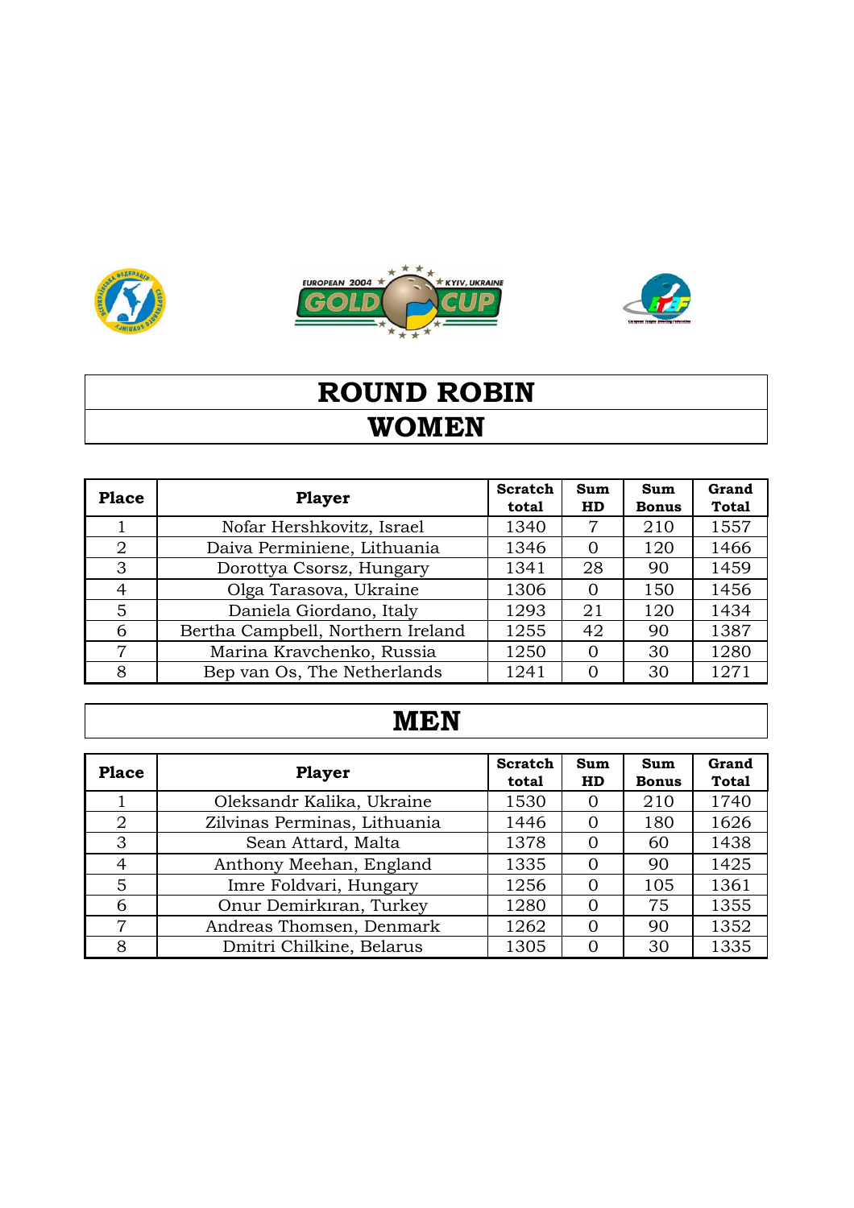# ROUND ROBIN

## WOMEN

| Place | Player | Scratch total | Sum HD | Sum Bonus | Grand Total |
|---|---|---|---|---|---|
| 1 | Nofar Hershkovitz, Israel | 1340 | 7 | 210 | 1557 |
| 2 | Daiva Perminiene, Lithuania | 1346 | 0 | 120 | 1466 |
| 3 | Dorottya Csorsz, Hungary | 1341 | 28 | 90 | 1459 |
| 4 | Olga Tarasova, Ukraine | 1306 | 0 | 150 | 1456 |
| 5 | Daniela Giordano, Italy | 1293 | 21 | 120 | 1434 |
| 6 | Bertha Campbell, Northern Ireland | 1255 | 42 | 90 | 1387 |
| 7 | Marina Kravchenko, Russia | 1250 | 0 | 30 | 1280 |
| 8 | Bep van Os, The Netherlands | 1241 | 0 | 30 | 1271 |

## MEN

| Place | Player | Scratch total | Sum HD | Sum Bonus | Grand Total |
|---|---|---|---|---|---|
| 1 | Oleksandr Kalika, Ukraine | 1530 | 0 | 210 | 1740 |
| 2 | Zilvinas Perminas, Lithuania | 1446 | 0 | 180 | 1626 |
| 3 | Sean Attard, Malta | 1378 | 0 | 60 | 1438 |
| 4 | Anthony Meehan, England | 1335 | 0 | 90 | 1425 |
| 5 | Imre Foldvari, Hungary | 1256 | 0 | 105 | 1361 |
| 6 | Onur Demirkıran, Turkey | 1280 | 0 | 75 | 1355 |
| 7 | Andreas Thomsen, Denmark | 1262 | 0 | 90 | 1352 |
| 8 | Dmitri Chilkine, Belarus | 1305 | 0 | 30 | 1335 |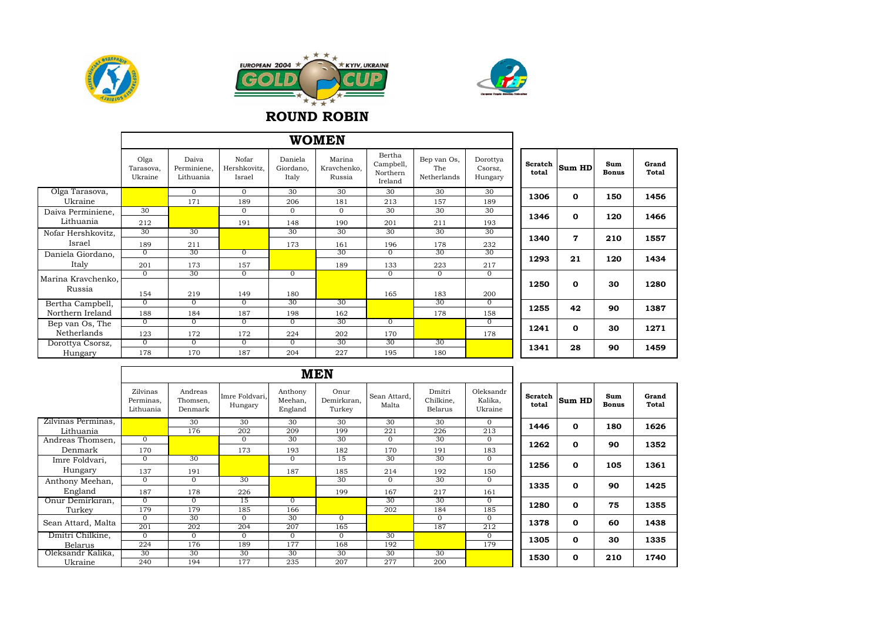EUROPEAN 2004 KYIV, UKRAINE GOLD CUP

# ROUND ROBIN

## WOMEN

| | Olga Tarasova, Ukraine | Daiva Perminiene, Lithuania | Nofar Hershkovitz, Israel | Daniela Giordano, Italy | Marina Kravchenko, Russia | Bertha Campbell, Northern Ireland | Bep van Os, The Netherlands | Dorottya Csorsz, Hungary | Scratch total | Sum HD | Sum Bonus | Grand Total |
|---|---|---|---|---|---|---|---|---|---|---|---|---|
| Olga Tarasova, Ukraine | | 0 / 171 | 0 / 189 | 30 / 206 | 30 / 181 | 30 / 213 | 30 / 157 | 30 / 189 | 1306 | 0 | 150 | 1456 |
| Daiva Perminiene, Lithuania | 30 / 212 | | 0 / 191 | 0 / 148 | 0 / 190 | 30 / 201 | 30 / 211 | 30 / 193 | 1346 | 0 | 120 | 1466 |
| Nofar Hershkovitz, Israel | 30 / 189 | 30 / 211 | | 30 / 173 | 30 / 161 | 30 / 196 | 30 / 178 | 30 / 232 | 1340 | 7 | 210 | 1557 |
| Daniela Giordano, Italy | 0 / 201 | 30 / 173 | 0 / 157 | | 30 / 189 | 0 / 133 | 30 / 223 | 30 / 217 | 1293 | 21 | 120 | 1434 |
| Marina Kravchenko, Russia | 0 / 154 | 30 / 219 | 0 / 149 | 0 / 180 | | 0 / 165 | 0 / 183 | 0 / 200 | 1250 | 0 | 30 | 1280 |
| Bertha Campbell, Northern Ireland | 0 / 188 | 0 / 184 | 0 / 187 | 30 / 198 | 30 / 162 | | 30 / 178 | 0 / 158 | 1255 | 42 | 90 | 1387 |
| Bep van Os, The Netherlands | 0 / 123 | 0 / 172 | 0 / 172 | 0 / 224 | 30 / 202 | 0 / 170 | | 0 / 178 | 1241 | 0 | 30 | 1271 |
| Dorottya Csorsz, Hungary | 0 / 178 | 0 / 170 | 0 / 187 | 0 / 204 | 30 / 227 | 30 / 195 | 30 / 180 | | 1341 | 28 | 90 | 1459 |

## MEN

| | Zilvinas Perminas, Lithuania | Andreas Thomsen, Denmark | Imre Foldvari, Hungary | Anthony Meehan, England | Onur Demirkıran, Turkey | Sean Attard, Malta | Dmitri Chilkine, Belarus | Oleksandr Kalika, Ukraine | Scratch total | Sum HD | Sum Bonus | Grand Total |
|---|---|---|---|---|---|---|---|---|---|---|---|---|
| Zilvinas Perminas, Lithuania | | 30 / 176 | 30 / 202 | 30 / 209 | 30 / 199 | 30 / 221 | 30 / 226 | 0 / 213 | 1446 | 0 | 180 | 1626 |
| Andreas Thomsen, Denmark | 0 / 170 | | 0 / 173 | 30 / 193 | 30 / 182 | 0 / 170 | 30 / 191 | 0 / 183 | 1262 | 0 | 90 | 1352 |
| Imre Foldvari, Hungary | 0 / 137 | 30 / 191 | | 0 / 187 | 15 / 185 | 30 / 214 | 30 / 192 | 0 / 150 | 1256 | 0 | 105 | 1361 |
| Anthony Meehan, England | 0 / 187 | 0 / 178 | 30 / 226 | | 30 / 199 | 0 / 167 | 30 / 217 | 0 / 161 | 1335 | 0 | 90 | 1425 |
| Onur Demirkıran, Turkey | 0 / 179 | 0 / 179 | 15 / 185 | 0 / 166 | | 30 / 202 | 30 / 184 | 0 / 185 | 1280 | 0 | 75 | 1355 |
| Sean Attard, Malta | 0 / 201 | 30 / 202 | 0 / 204 | 30 / 207 | 0 / 165 | | 0 / 187 | 0 / 212 | 1378 | 0 | 60 | 1438 |
| Dmitri Chilkine, Belarus | 0 / 224 | 0 / 176 | 0 / 189 | 0 / 177 | 0 / 168 | 30 / 192 | | 0 / 179 | 1305 | 0 | 30 | 1335 |
| Oleksandr Kalika, Ukraine | 30 / 240 | 30 / 194 | 30 / 177 | 30 / 235 | 30 / 207 | 30 / 277 | 30 / 200 | | 1530 | 0 | 210 | 1740 |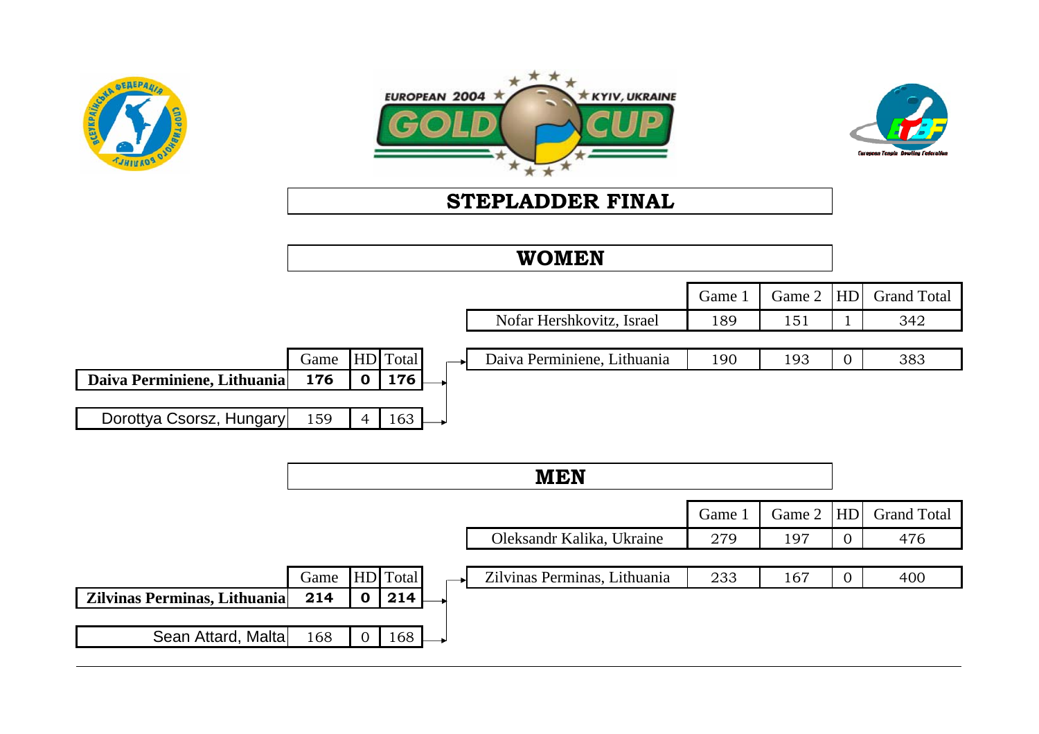EUROPEAN 2004 GOLD CUP KYIV, UKRAINE

# STEPLADDER FINAL

## WOMEN

| | Game | HD | Total |
|---|---|---|---|
| **Daiva Perminiene, Lithuania** | **176** | **0** | **176** |
| Dorottya Csorsz, Hungary | 159 | 4 | 163 |

| | Game 1 | Game 2 | HD | Grand Total |
|---|---|---|---|---|
| Nofar Hershkovitz, Israel | 189 | 151 | 1 | 342 |
| Daiva Perminiene, Lithuania | 190 | 193 | 0 | 383 |

## MEN

| | Game | HD | Total |
|---|---|---|---|
| **Zilvinas Perminas, Lithuania** | **214** | **0** | **214** |
| Sean Attard, Malta | 168 | 0 | 168 |

| | Game 1 | Game 2 | HD | Grand Total |
|---|---|---|---|---|
| Oleksandr Kalika, Ukraine | 279 | 197 | 0 | 476 |
| Zilvinas Perminas, Lithuania | 233 | 167 | 0 | 400 |